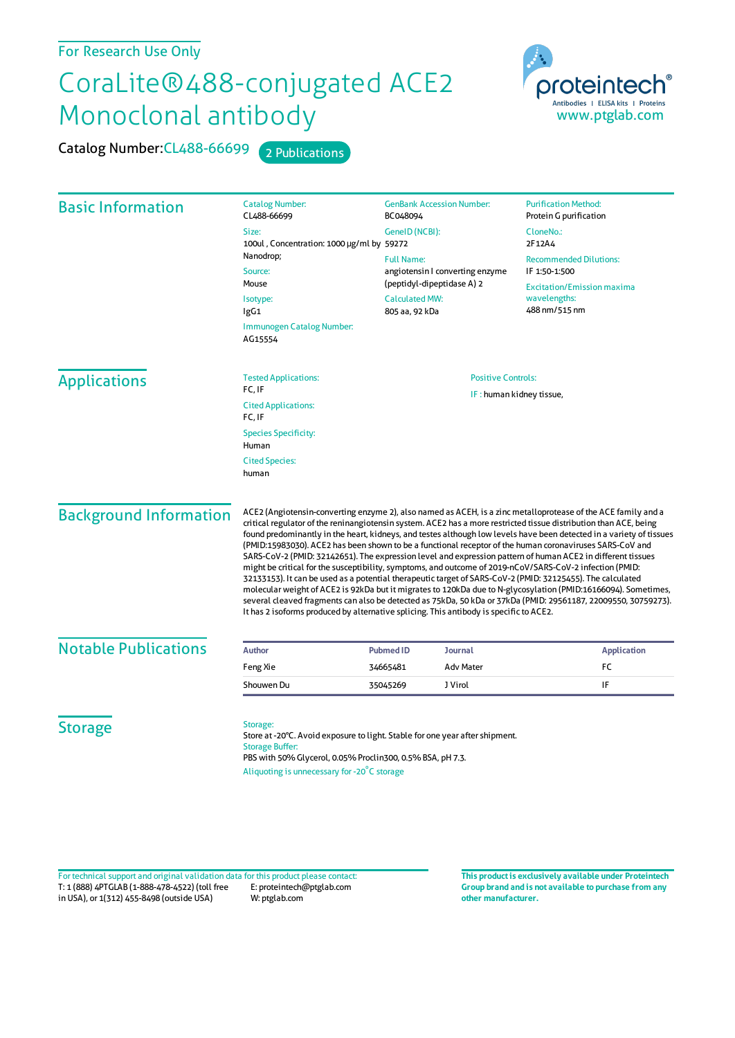For Research Use Only

# CoraLite®488-conjugated ACE2 Monoclonal antibody

Catalog Number: CL488-66699 2 Publications

proteintech®
Antibodies | ELISA kits | Proteins
www.ptglab.com

## Basic Information

Catalog Number:
CL488-66699

Size:
100ul , Concentration: 1000 μg/ml by Nanodrop;

Source:
Mouse

Isotype:
IgG1

Immunogen Catalog Number:
AG15554

GenBank Accession Number:
BC048094

GeneID (NCBI):
59272

Full Name:
angiotensin I converting enzyme (peptidyl-dipeptidase A) 2

Calculated MW:
805 aa, 92 kDa

Purification Method:
Protein G purification

CloneNo.:
2F12A4

Recommended Dilutions:
IF 1:50-1:500

Excitation/Emission maxima wavelengths:
488 nm/515 nm

## Applications

Tested Applications:
FC, IF

Cited Applications:
FC, IF

Species Specificity:
Human

Cited Species:
human

Positive Controls:

IF : human kidney tissue,

## Background Information

ACE2 (Angiotensin-converting enzyme 2), also named as ACEH, is a zinc metalloprotease of the ACE family and a critical regulator of the reninangiotensin system. ACE2 has a more restricted tissue distribution than ACE, being found predominantly in the heart, kidneys, and testes although low levels have been detected in a variety of tissues (PMID:15983030). ACE2 has been shown to be a functional receptor of the human coronaviruses SARS-CoV and SARS-CoV-2 (PMID: 32142651). The expression level and expression pattern of human ACE2 in different tissues might be critical for the susceptibility, symptoms, and outcome of 2019-nCoV/SARS-CoV-2 infection (PMID: 32133153). It can be used as a potential therapeutic target of SARS-CoV-2 (PMID: 32125455). The calculated molecular weight of ACE2 is 92kDa but it migrates to 120kDa due to N-glycosylation (PMID:16166094). Sometimes, several cleaved fragments can also be detected as 75kDa, 50 kDa or 37kDa (PMID: 29561187, 22009550, 30759273). It has 2 isoforms produced by alternative splicing. This antibody is specific to ACE2.

## Notable Publications

| Author | Pubmed ID | Journal | Application |
|---|---|---|---|
| Feng Xie | 34665481 | Adv Mater | FC |
| Shouwen Du | 35045269 | J Virol | IF |

## Storage

Storage:
Store at -20°C. Avoid exposure to light. Stable for one year after shipment.

Storage Buffer:
PBS with 50% Glycerol, 0.05% Proclin300, 0.5% BSA, pH 7.3.

Aliquoting is unnecessary for -20°C storage

For technical support and original validation data for this product please contact:
T: 1 (888) 4PTGLAB (1-888-478-4522) (toll free in USA), or 1(312) 455-8498 (outside USA)
E: proteintech@ptglab.com
W: ptglab.com

**This product is exclusively available under Proteintech Group brand and is not available to purchase from any other manufacturer.**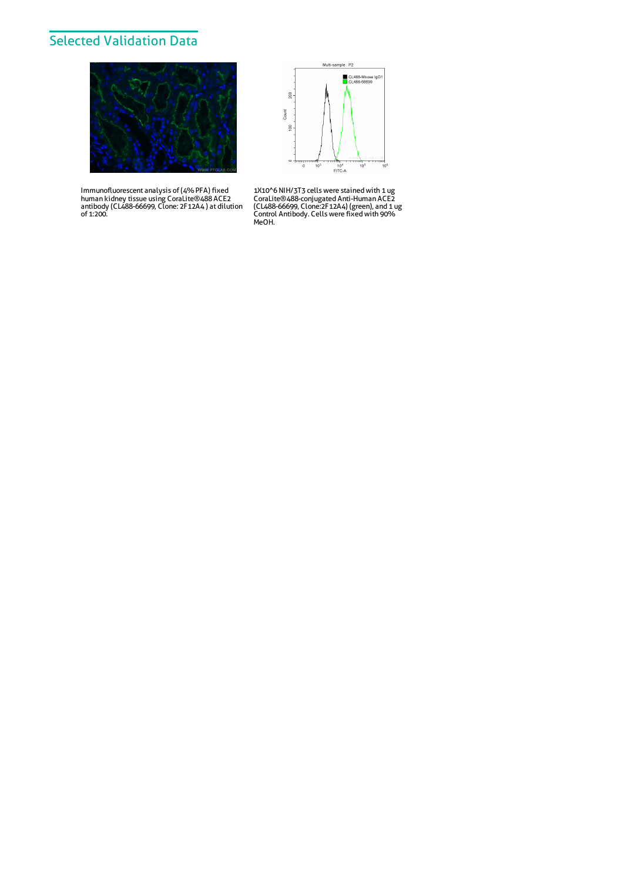## Selected Validation Data

WWW.PTGLAB.COM

Immunofluorescent analysis of (4% PFA) fixed human kidney tissue using CoraLite®488 ACE2 antibody (CL488-66699, Clone: 2F12A4 ) at dilution of 1:200.

Multi-sample : P2

CL488-Mouse IgG1

CL488-66699

Count

0

100

200

0

$10^3$

$10^4$

$10^5$

$10^6$

FITC-A

1X10^6 NIH/3T3 cells were stained with 1 ug CoraLite®488-conjugated Anti-Human ACE2 (CL488-66699, Clone:2F12A4) (green), and 1 ug Control Antibody. Cells were fixed with 90% MeOH.